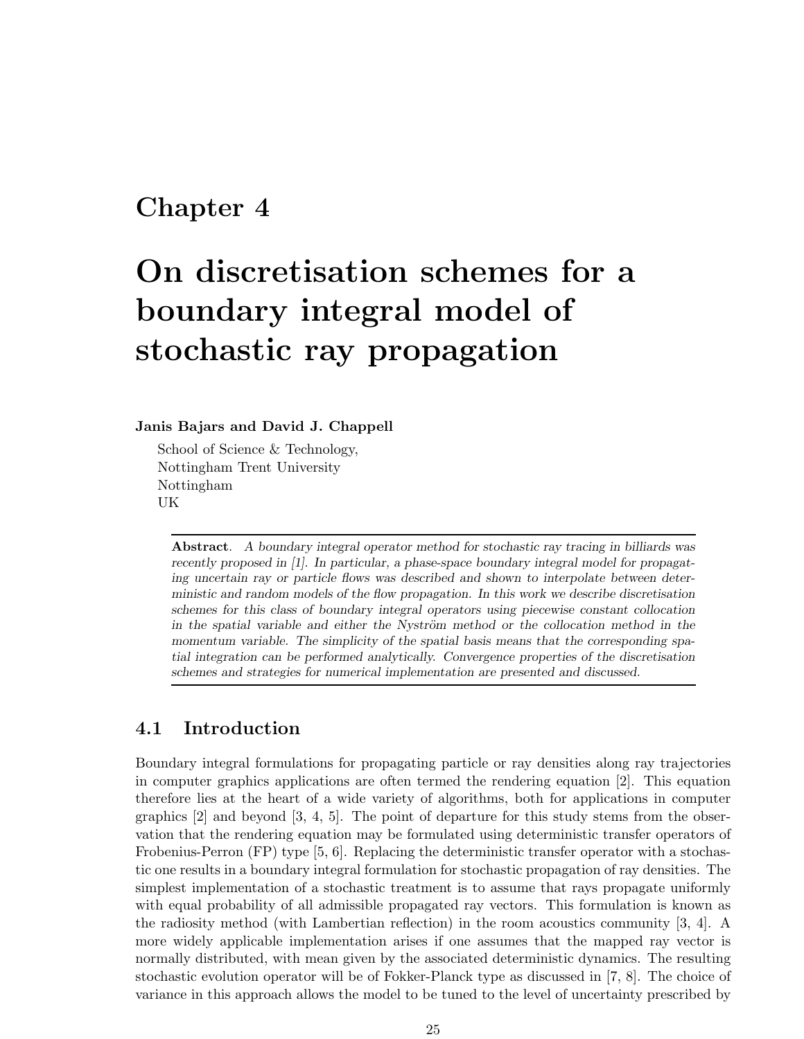# Chapter 4

# On discretisation schemes for a boundary integral model of stochastic ray propagation

**Janis Bajars and David J. Chappell**

School of Science & Technology,
Nottingham Trent University
Nottingham
UK

**Abstract**. *A boundary integral operator method for stochastic ray tracing in billiards was recently proposed in [1]. In particular, a phase-space boundary integral model for propagating uncertain ray or particle flows was described and shown to interpolate between deterministic and random models of the flow propagation. In this work we describe discretisation schemes for this class of boundary integral operators using piecewise constant collocation in the spatial variable and either the Nyström method or the collocation method in the momentum variable. The simplicity of the spatial basis means that the corresponding spatial integration can be performed analytically. Convergence properties of the discretisation schemes and strategies for numerical implementation are presented and discussed.*

## 4.1 Introduction

Boundary integral formulations for propagating particle or ray densities along ray trajectories in computer graphics applications are often termed the rendering equation [2]. This equation therefore lies at the heart of a wide variety of algorithms, both for applications in computer graphics [2] and beyond [3, 4, 5]. The point of departure for this study stems from the observation that the rendering equation may be formulated using deterministic transfer operators of Frobenius-Perron (FP) type [5, 6]. Replacing the deterministic transfer operator with a stochastic one results in a boundary integral formulation for stochastic propagation of ray densities. The simplest implementation of a stochastic treatment is to assume that rays propagate uniformly with equal probability of all admissible propagated ray vectors. This formulation is known as the radiosity method (with Lambertian reflection) in the room acoustics community [3, 4]. A more widely applicable implementation arises if one assumes that the mapped ray vector is normally distributed, with mean given by the associated deterministic dynamics. The resulting stochastic evolution operator will be of Fokker-Planck type as discussed in [7, 8]. The choice of variance in this approach allows the model to be tuned to the level of uncertainty prescribed by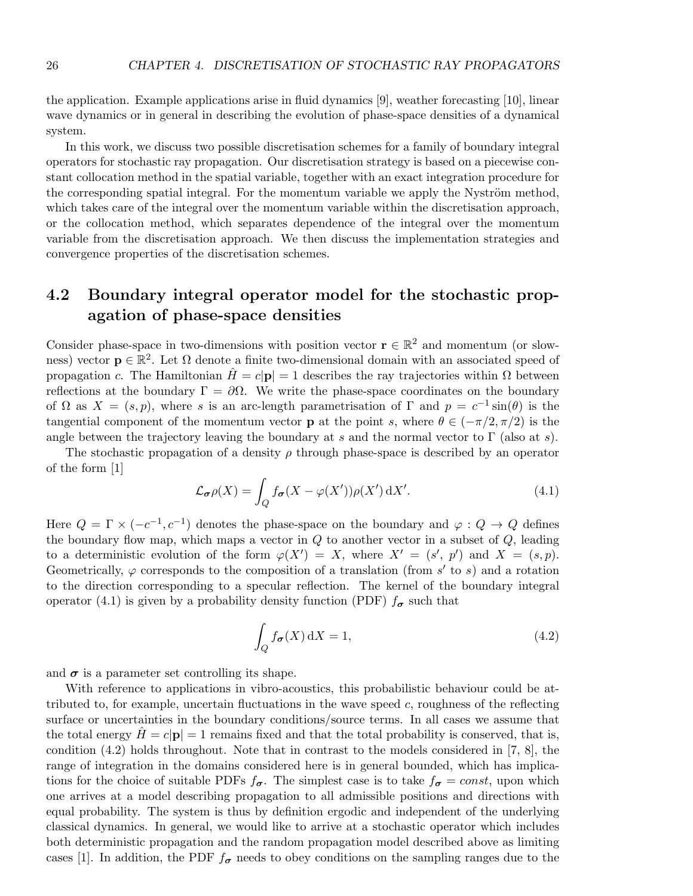the application. Example applications arise in fluid dynamics [9], weather forecasting [10], linear wave dynamics or in general in describing the evolution of phase-space densities of a dynamical system.

In this work, we discuss two possible discretisation schemes for a family of boundary integral operators for stochastic ray propagation. Our discretisation strategy is based on a piecewise constant collocation method in the spatial variable, together with an exact integration procedure for the corresponding spatial integral. For the momentum variable we apply the Nyström method, which takes care of the integral over the momentum variable within the discretisation approach, or the collocation method, which separates dependence of the integral over the momentum variable from the discretisation approach. We then discuss the implementation strategies and convergence properties of the discretisation schemes.

## 4.2 Boundary integral operator model for the stochastic propagation of phase-space densities

Consider phase-space in two-dimensions with position vector $\mathbf{r} \in \mathbb{R}^2$ and momentum (or slowness) vector $\mathbf{p} \in \mathbb{R}^2$. Let $\Omega$ denote a finite two-dimensional domain with an associated speed of propagation $c$. The Hamiltonian $\hat{H} = c|\mathbf{p}| = 1$ describes the ray trajectories within $\Omega$ between reflections at the boundary $\Gamma = \partial\Omega$. We write the phase-space coordinates on the boundary of $\Omega$ as $X = (s, p)$, where $s$ is an arc-length parametrisation of $\Gamma$ and $p = c^{-1}\sin(\theta)$ is the tangential component of the momentum vector $\mathbf{p}$ at the point $s$, where $\theta \in (-\pi/2, \pi/2)$ is the angle between the trajectory leaving the boundary at $s$ and the normal vector to $\Gamma$ (also at $s$).

The stochastic propagation of a density $\rho$ through phase-space is described by an operator of the form [1]

$$\mathcal{L}_{\boldsymbol{\sigma}}\rho(X) = \int_Q f_{\boldsymbol{\sigma}}(X - \varphi(X'))\rho(X')\,\mathrm{d}X'. \tag{4.1}$$

Here $Q = \Gamma \times (-c^{-1}, c^{-1})$ denotes the phase-space on the boundary and $\varphi : Q \to Q$ defines the boundary flow map, which maps a vector in $Q$ to another vector in a subset of $Q$, leading to a deterministic evolution of the form $\varphi(X') = X$, where $X' = (s',\, p')$ and $X = (s, p)$. Geometrically, $\varphi$ corresponds to the composition of a translation (from $s'$ to $s$) and a rotation to the direction corresponding to a specular reflection. The kernel of the boundary integral operator (4.1) is given by a probability density function (PDF) $f_{\boldsymbol{\sigma}}$ such that

$$\int_Q f_{\boldsymbol{\sigma}}(X)\,\mathrm{d}X = 1, \tag{4.2}$$

and $\boldsymbol{\sigma}$ is a parameter set controlling its shape.

With reference to applications in vibro-acoustics, this probabilistic behaviour could be attributed to, for example, uncertain fluctuations in the wave speed $c$, roughness of the reflecting surface or uncertainties in the boundary conditions/source terms. In all cases we assume that the total energy $\hat{H} = c|\mathbf{p}| = 1$ remains fixed and that the total probability is conserved, that is, condition (4.2) holds throughout. Note that in contrast to the models considered in [7, 8], the range of integration in the domains considered here is in general bounded, which has implications for the choice of suitable PDFs $f_{\boldsymbol{\sigma}}$. The simplest case is to take $f_{\boldsymbol{\sigma}} = const$, upon which one arrives at a model describing propagation to all admissible positions and directions with equal probability. The system is thus by definition ergodic and independent of the underlying classical dynamics. In general, we would like to arrive at a stochastic operator which includes both deterministic propagation and the random propagation model described above as limiting cases [1]. In addition, the PDF $f_{\boldsymbol{\sigma}}$ needs to obey conditions on the sampling ranges due to the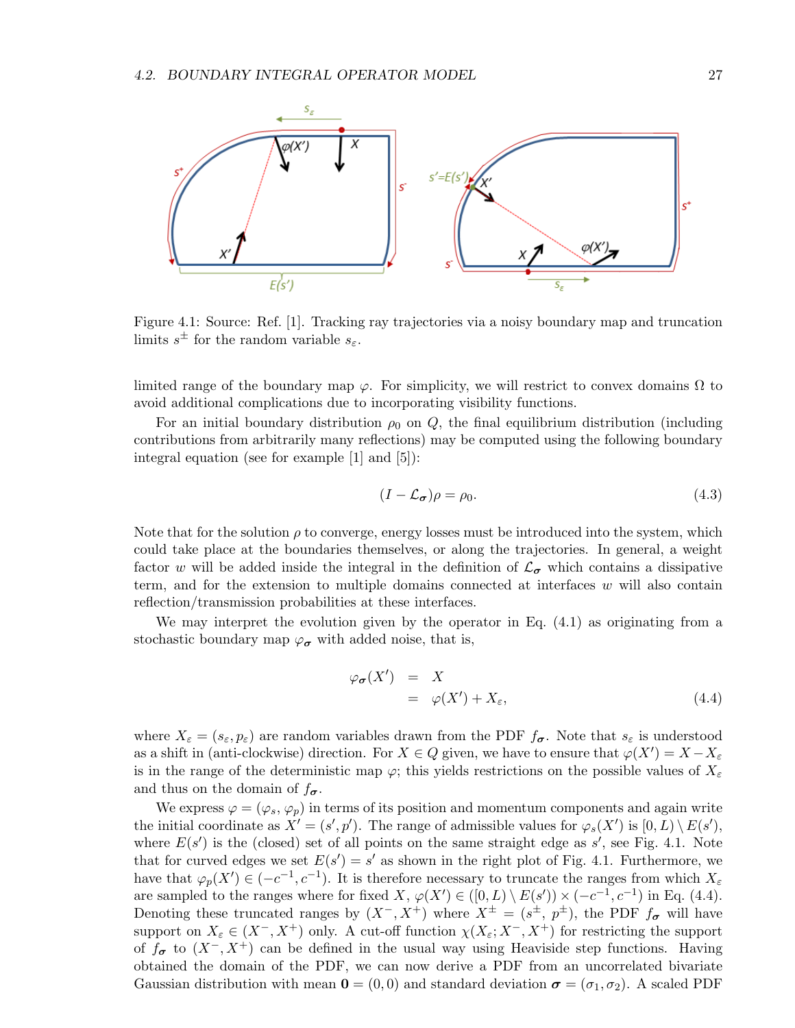Figure 4.1: Source: Ref. [1]. Tracking ray trajectories via a noisy boundary map and truncation limits $s^{\pm}$ for the random variable $s_\varepsilon$.

limited range of the boundary map $\varphi$. For simplicity, we will restrict to convex domains $\Omega$ to avoid additional complications due to incorporating visibility functions.

For an initial boundary distribution $\rho_0$ on $Q$, the final equilibrium distribution (including contributions from arbitrarily many reflections) may be computed using the following boundary integral equation (see for example [1] and [5]):

$$(I - \mathcal{L}_{\boldsymbol{\sigma}})\rho = \rho_0. \tag{4.3}$$

Note that for the solution $\rho$ to converge, energy losses must be introduced into the system, which could take place at the boundaries themselves, or along the trajectories. In general, a weight factor $w$ will be added inside the integral in the definition of $\mathcal{L}_{\boldsymbol{\sigma}}$ which contains a dissipative term, and for the extension to multiple domains connected at interfaces $w$ will also contain reflection/transmission probabilities at these interfaces.

We may interpret the evolution given by the operator in Eq. (4.1) as originating from a stochastic boundary map $\varphi_{\boldsymbol{\sigma}}$ with added noise, that is,

$$\begin{aligned} \varphi_{\boldsymbol{\sigma}}(X') &= X \\ &= \varphi(X') + X_\varepsilon, \end{aligned} \tag{4.4}$$

where $X_\varepsilon = (s_\varepsilon, p_\varepsilon)$ are random variables drawn from the PDF $f_{\boldsymbol{\sigma}}$. Note that $s_\varepsilon$ is understood as a shift in (anti-clockwise) direction. For $X \in Q$ given, we have to ensure that $\varphi(X') = X - X_\varepsilon$ is in the range of the deterministic map $\varphi$; this yields restrictions on the possible values of $X_\varepsilon$ and thus on the domain of $f_{\boldsymbol{\sigma}}$.

We express $\varphi = (\varphi_s, \varphi_p)$ in terms of its position and momentum components and again write the initial coordinate as $X' = (s', p')$. The range of admissible values for $\varphi_s(X')$ is $[0, L) \setminus E(s')$, where $E(s')$ is the (closed) set of all points on the same straight edge as $s'$, see Fig. 4.1. Note that for curved edges we set $E(s') = s'$ as shown in the right plot of Fig. 4.1. Furthermore, we have that $\varphi_p(X') \in (-c^{-1}, c^{-1})$. It is therefore necessary to truncate the ranges from which $X_\varepsilon$ are sampled to the ranges where for fixed $X$, $\varphi(X') \in ([0, L) \setminus E(s')) \times (-c^{-1}, c^{-1})$ in Eq. (4.4). Denoting these truncated ranges by $(X^-, X^+)$ where $X^{\pm} = (s^{\pm}, p^{\pm})$, the PDF $f_{\boldsymbol{\sigma}}$ will have support on $X_\varepsilon \in (X^-, X^+)$ only. A cut-off function $\chi(X_\varepsilon; X^-, X^+)$ for restricting the support of $f_{\boldsymbol{\sigma}}$ to $(X^-, X^+)$ can be defined in the usual way using Heaviside step functions. Having obtained the domain of the PDF, we can now derive a PDF from an uncorrelated bivariate Gaussian distribution with mean $\mathbf{0} = (0, 0)$ and standard deviation $\boldsymbol{\sigma} = (\sigma_1, \sigma_2)$. A scaled PDF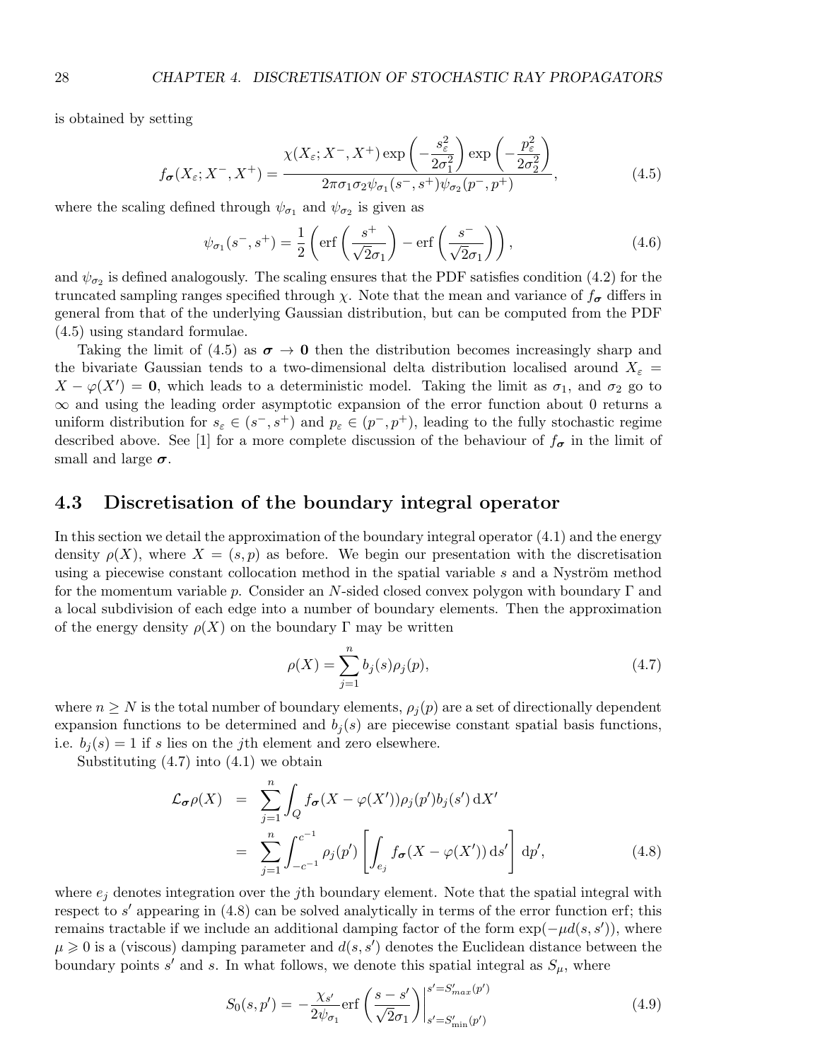is obtained by setting

$$f_{\boldsymbol{\sigma}}(X_\varepsilon; X^-, X^+) = \frac{\chi(X_\varepsilon; X^-, X^+)\exp\left(-\dfrac{s_\varepsilon^2}{2\sigma_1^2}\right)\exp\left(-\dfrac{p_\varepsilon^2}{2\sigma_2^2}\right)}{2\pi\sigma_1\sigma_2\psi_{\sigma_1}(s^-, s^+)\psi_{\sigma_2}(p^-, p^+)}, \tag{4.5}$$

where the scaling defined through $\psi_{\sigma_1}$ and $\psi_{\sigma_2}$ is given as

$$\psi_{\sigma_1}(s^-, s^+) = \frac{1}{2}\left(\operatorname{erf}\left(\frac{s^+}{\sqrt{2}\sigma_1}\right) - \operatorname{erf}\left(\frac{s^-}{\sqrt{2}\sigma_1}\right)\right), \tag{4.6}$$

and $\psi_{\sigma_2}$ is defined analogously. The scaling ensures that the PDF satisfies condition (4.2) for the truncated sampling ranges specified through $\chi$. Note that the mean and variance of $f_{\boldsymbol{\sigma}}$ differs in general from that of the underlying Gaussian distribution, but can be computed from the PDF (4.5) using standard formulae.

Taking the limit of (4.5) as $\boldsymbol{\sigma} \to \mathbf{0}$ then the distribution becomes increasingly sharp and the bivariate Gaussian tends to a two-dimensional delta distribution localised around $X_\varepsilon = X - \varphi(X') = \mathbf{0}$, which leads to a deterministic model. Taking the limit as $\sigma_1$, and $\sigma_2$ go to $\infty$ and using the leading order asymptotic expansion of the error function about 0 returns a uniform distribution for $s_\varepsilon \in (s^-, s^+)$ and $p_\varepsilon \in (p^-, p^+)$, leading to the fully stochastic regime described above. See [1] for a more complete discussion of the behaviour of $f_{\boldsymbol{\sigma}}$ in the limit of small and large $\boldsymbol{\sigma}$.

## 4.3 Discretisation of the boundary integral operator

In this section we detail the approximation of the boundary integral operator (4.1) and the energy density $\rho(X)$, where $X = (s, p)$ as before. We begin our presentation with the discretisation using a piecewise constant collocation method in the spatial variable $s$ and a Nyström method for the momentum variable $p$. Consider an $N$-sided closed convex polygon with boundary $\Gamma$ and a local subdivision of each edge into a number of boundary elements. Then the approximation of the energy density $\rho(X)$ on the boundary $\Gamma$ may be written

$$\rho(X) = \sum_{j=1}^{n} b_j(s)\rho_j(p), \tag{4.7}$$

where $n \geq N$ is the total number of boundary elements, $\rho_j(p)$ are a set of directionally dependent expansion functions to be determined and $b_j(s)$ are piecewise constant spatial basis functions, i.e. $b_j(s) = 1$ if $s$ lies on the $j$th element and zero elsewhere.

Substituting (4.7) into (4.1) we obtain

$$\begin{aligned}
\mathcal{L}_{\boldsymbol{\sigma}}\rho(X) &= \sum_{j=1}^{n}\int_Q f_{\boldsymbol{\sigma}}(X - \varphi(X'))\rho_j(p')b_j(s')\,\mathrm{d}X' \\
&= \sum_{j=1}^{n}\int_{-c^{-1}}^{c^{-1}} \rho_j(p')\left[\int_{e_j} f_{\boldsymbol{\sigma}}(X - \varphi(X'))\,\mathrm{d}s'\right]\mathrm{d}p',
\end{aligned} \tag{4.8}$$

where $e_j$ denotes integration over the $j$th boundary element. Note that the spatial integral with respect to $s'$ appearing in (4.8) can be solved analytically in terms of the error function erf; this remains tractable if we include an additional damping factor of the form $\exp(-\mu d(s, s'))$, where $\mu \geqslant 0$ is a (viscous) damping parameter and $d(s, s')$ denotes the Euclidean distance between the boundary points $s'$ and $s$. In what follows, we denote this spatial integral as $S_\mu$, where

$$S_0(s, p') = -\frac{\chi_{s'}}{2\psi_{\sigma_1}}\operatorname{erf}\left(\frac{s - s'}{\sqrt{2}\sigma_1}\right)\Bigg|_{s'=S'_{\min}(p')}^{s'=S'_{max}(p')} \tag{4.9}$$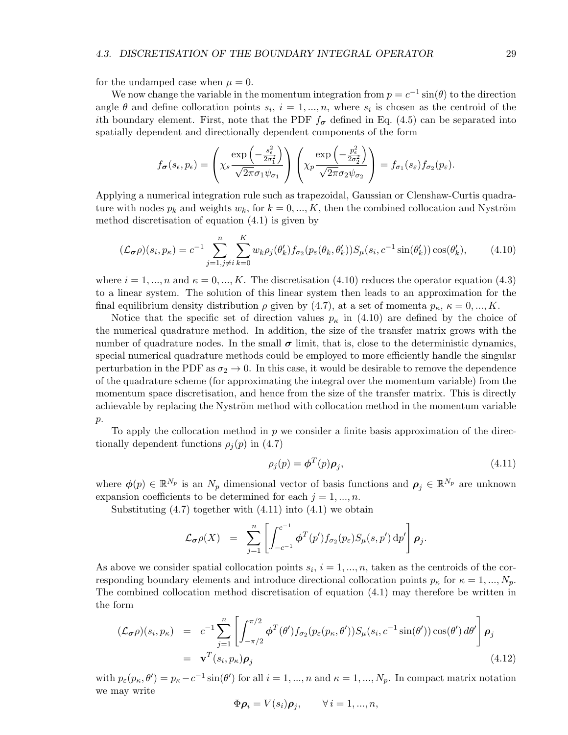for the undamped case when $\mu = 0$.

We now change the variable in the momentum integration from $p = c^{-1}\sin(\theta)$ to the direction angle $\theta$ and define collocation points $s_i$, $i = 1, ..., n$, where $s_i$ is chosen as the centroid of the $i$th boundary element. First, note that the PDF $f_{\boldsymbol{\sigma}}$ defined in Eq. (4.5) can be separated into spatially dependent and directionally dependent components of the form

$$f_{\boldsymbol{\sigma}}(s_\epsilon, p_\epsilon) = \left(\chi_s \frac{\exp\left(-\frac{s_\epsilon^2}{2\sigma_1^2}\right)}{\sqrt{2\pi}\sigma_1\psi_{\sigma_1}}\right)\left(\chi_p \frac{\exp\left(-\frac{p_\epsilon^2}{2\sigma_2^2}\right)}{\sqrt{2\pi}\sigma_2\psi_{\sigma_2}}\right) = f_{\sigma_1}(s_\varepsilon) f_{\sigma_2}(p_\varepsilon).$$

Applying a numerical integration rule such as trapezoidal, Gaussian or Clenshaw-Curtis quadrature with nodes $p_k$ and weights $w_k$, for $k = 0, ..., K$, then the combined collocation and Nyström method discretisation of equation (4.1) is given by

$$(\mathcal{L}_{\boldsymbol{\sigma}}\rho)(s_i, p_\kappa) = c^{-1}\sum_{j=1, j\neq i}^{n}\sum_{k=0}^{K} w_k \rho_j(\theta'_k) f_{\sigma_2}(p_\varepsilon(\theta_k, \theta'_k)) S_\mu(s_i, c^{-1}\sin(\theta'_k))\cos(\theta'_k), \tag{4.10}$$

where $i = 1, ..., n$ and $\kappa = 0, ..., K$. The discretisation (4.10) reduces the operator equation (4.3) to a linear system. The solution of this linear system then leads to an approximation for the final equilibrium density distribution $\rho$ given by (4.7), at a set of momenta $p_\kappa$, $\kappa = 0, ..., K$.

Notice that the specific set of direction values $p_\kappa$ in (4.10) are defined by the choice of the numerical quadrature method. In addition, the size of the transfer matrix grows with the number of quadrature nodes. In the small $\boldsymbol{\sigma}$ limit, that is, close to the deterministic dynamics, special numerical quadrature methods could be employed to more efficiently handle the singular perturbation in the PDF as $\sigma_2 \to 0$. In this case, it would be desirable to remove the dependence of the quadrature scheme (for approximating the integral over the momentum variable) from the momentum space discretisation, and hence from the size of the transfer matrix. This is directly achievable by replacing the Nyström method with collocation method in the momentum variable $p$.

To apply the collocation method in $p$ we consider a finite basis approximation of the directionally dependent functions $\rho_j(p)$ in (4.7)

$$\rho_j(p) = \boldsymbol{\phi}^T(p)\boldsymbol{\rho}_j, \tag{4.11}$$

where $\boldsymbol{\phi}(p) \in \mathbb{R}^{N_p}$ is an $N_p$ dimensional vector of basis functions and $\boldsymbol{\rho}_j \in \mathbb{R}^{N_p}$ are unknown expansion coefficients to be determined for each $j = 1, ..., n$.

Substituting (4.7) together with (4.11) into (4.1) we obtain

$$\mathcal{L}_{\boldsymbol{\sigma}}\rho(X) = \sum_{j=1}^{n}\left[\int_{-c^{-1}}^{c^{-1}} \boldsymbol{\phi}^T(p') f_{\sigma_2}(p_\varepsilon) S_\mu(s, p')\,\mathrm{d}p'\right]\boldsymbol{\rho}_j.$$

As above we consider spatial collocation points $s_i$, $i = 1, ..., n$, taken as the centroids of the corresponding boundary elements and introduce directional collocation points $p_\kappa$ for $\kappa = 1, ..., N_p$. The combined collocation method discretisation of equation (4.1) may therefore be written in the form

$$\begin{aligned}(\mathcal{L}_{\boldsymbol{\sigma}}\rho)(s_i, p_\kappa) &= c^{-1}\sum_{j=1}^{n}\left[\int_{-\pi/2}^{\pi/2} \boldsymbol{\phi}^T(\theta') f_{\sigma_2}(p_\varepsilon(p_\kappa, \theta')) S_\mu(s_i, c^{-1}\sin(\theta'))\cos(\theta')\,d\theta'\right]\boldsymbol{\rho}_j \\ &= \mathbf{v}^T(s_i, p_\kappa)\boldsymbol{\rho}_j \end{aligned} \tag{4.12}$$

with $p_\varepsilon(p_\kappa, \theta') = p_\kappa - c^{-1}\sin(\theta')$ for all $i = 1, ..., n$ and $\kappa = 1, ..., N_p$. In compact matrix notation we may write

$$\Phi\boldsymbol{\rho}_i = V(s_i)\boldsymbol{\rho}_j, \qquad \forall\, i = 1, ..., n,$$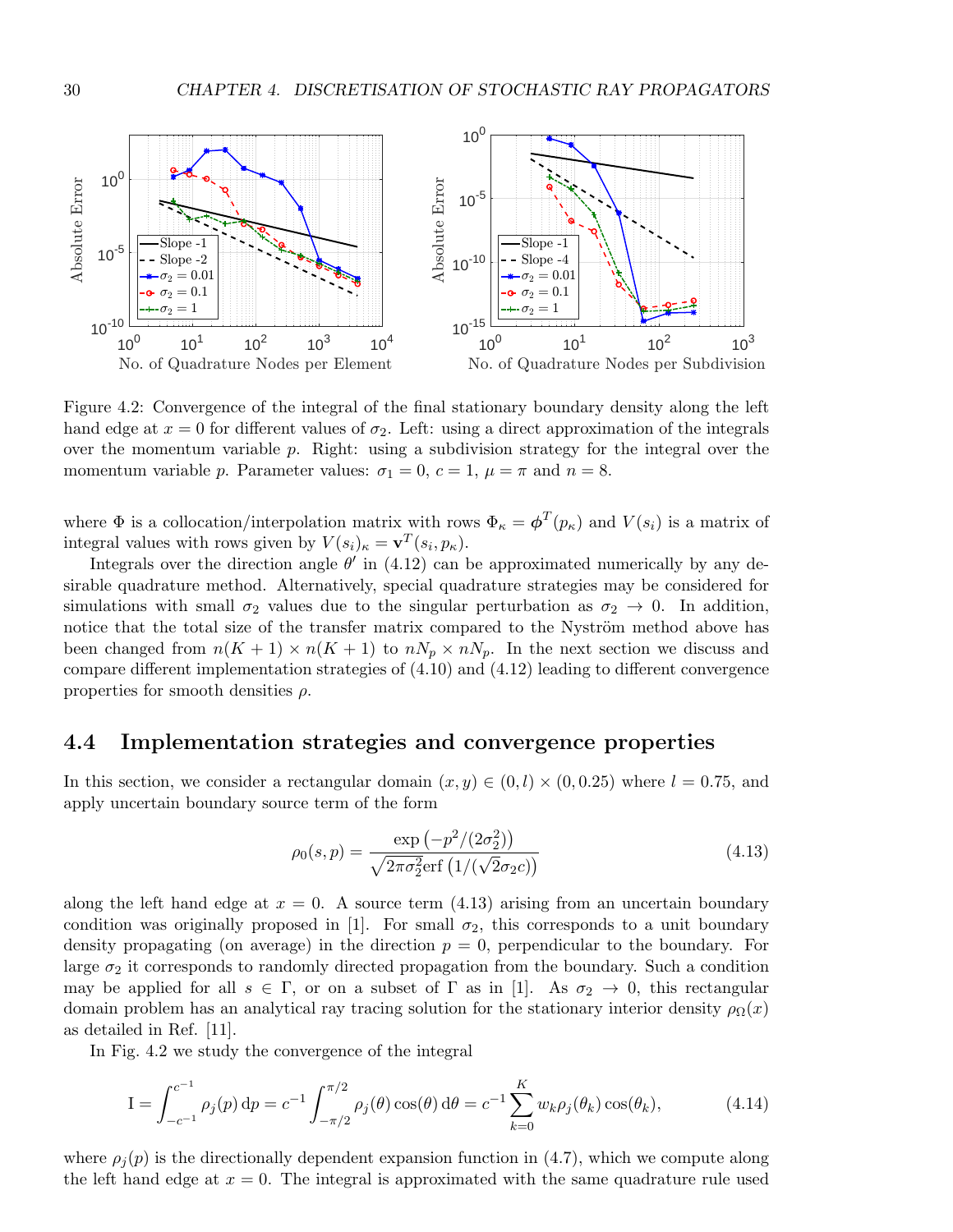Figure 4.2: Convergence of the integral of the final stationary boundary density along the left hand edge at $x = 0$ for different values of $\sigma_2$. Left: using a direct approximation of the integrals over the momentum variable $p$. Right: using a subdivision strategy for the integral over the momentum variable $p$. Parameter values: $\sigma_1 = 0$, $c = 1$, $\mu = \pi$ and $n = 8$.

where $\Phi$ is a collocation/interpolation matrix with rows $\Phi_\kappa = \boldsymbol{\phi}^T(p_\kappa)$ and $V(s_i)$ is a matrix of integral values with rows given by $V(s_i)_\kappa = \mathbf{v}^T(s_i, p_\kappa)$.

Integrals over the direction angle $\theta'$ in (4.12) can be approximated numerically by any desirable quadrature method. Alternatively, special quadrature strategies may be considered for simulations with small $\sigma_2$ values due to the singular perturbation as $\sigma_2 \to 0$. In addition, notice that the total size of the transfer matrix compared to the Nyström method above has been changed from $n(K+1) \times n(K+1)$ to $nN_p \times nN_p$. In the next section we discuss and compare different implementation strategies of (4.10) and (4.12) leading to different convergence properties for smooth densities $\rho$.

## 4.4 Implementation strategies and convergence properties

In this section, we consider a rectangular domain $(x, y) \in (0, l) \times (0, 0.25)$ where $l = 0.75$, and apply uncertain boundary source term of the form

$$\rho_0(s,p) = \frac{\exp\left(-p^2/(2\sigma_2^2)\right)}{\sqrt{2\pi\sigma_2^2}\,\mathrm{erf}\left(1/(\sqrt{2}\sigma_2 c)\right)} \tag{4.13}$$

along the left hand edge at $x = 0$. A source term (4.13) arising from an uncertain boundary condition was originally proposed in [1]. For small $\sigma_2$, this corresponds to a unit boundary density propagating (on average) in the direction $p = 0$, perpendicular to the boundary. For large $\sigma_2$ it corresponds to randomly directed propagation from the boundary. Such a condition may be applied for all $s \in \Gamma$, or on a subset of $\Gamma$ as in [1]. As $\sigma_2 \to 0$, this rectangular domain problem has an analytical ray tracing solution for the stationary interior density $\rho_\Omega(x)$ as detailed in Ref. [11].

In Fig. 4.2 we study the convergence of the integral

$$\mathrm{I} = \int_{-c^{-1}}^{c^{-1}} \rho_j(p)\,\mathrm{d}p = c^{-1}\int_{-\pi/2}^{\pi/2} \rho_j(\theta)\cos(\theta)\,\mathrm{d}\theta = c^{-1}\sum_{k=0}^{K} w_k \rho_j(\theta_k)\cos(\theta_k), \tag{4.14}$$

where $\rho_j(p)$ is the directionally dependent expansion function in (4.7), which we compute along the left hand edge at $x = 0$. The integral is approximated with the same quadrature rule used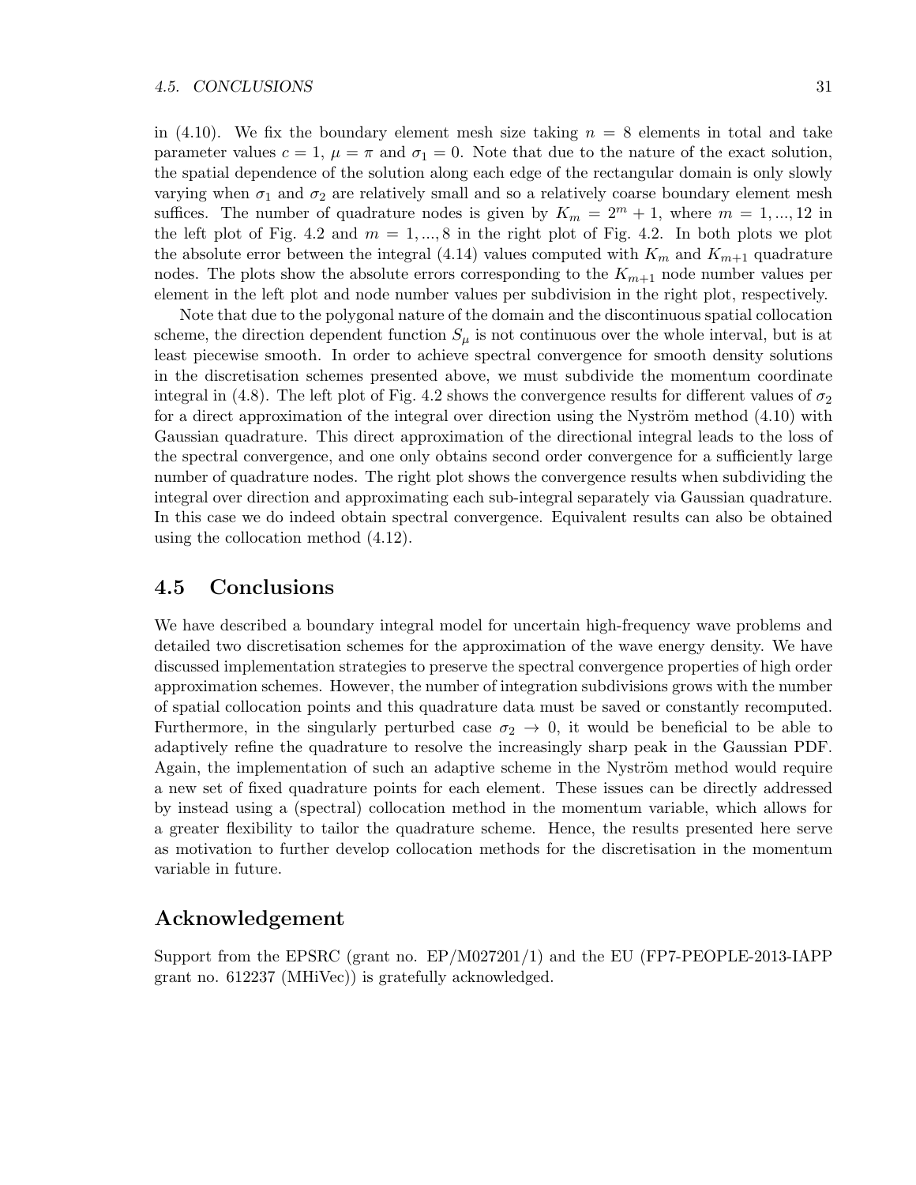in (4.10). We fix the boundary element mesh size taking $n = 8$ elements in total and take parameter values $c = 1$, $\mu = \pi$ and $\sigma_1 = 0$. Note that due to the nature of the exact solution, the spatial dependence of the solution along each edge of the rectangular domain is only slowly varying when $\sigma_1$ and $\sigma_2$ are relatively small and so a relatively coarse boundary element mesh suffices. The number of quadrature nodes is given by $K_m = 2^m + 1$, where $m = 1, ..., 12$ in the left plot of Fig. 4.2 and $m = 1, ..., 8$ in the right plot of Fig. 4.2. In both plots we plot the absolute error between the integral (4.14) values computed with $K_m$ and $K_{m+1}$ quadrature nodes. The plots show the absolute errors corresponding to the $K_{m+1}$ node number values per element in the left plot and node number values per subdivision in the right plot, respectively.

Note that due to the polygonal nature of the domain and the discontinuous spatial collocation scheme, the direction dependent function $S_\mu$ is not continuous over the whole interval, but is at least piecewise smooth. In order to achieve spectral convergence for smooth density solutions in the discretisation schemes presented above, we must subdivide the momentum coordinate integral in (4.8). The left plot of Fig. 4.2 shows the convergence results for different values of $\sigma_2$ for a direct approximation of the integral over direction using the Nyström method (4.10) with Gaussian quadrature. This direct approximation of the directional integral leads to the loss of the spectral convergence, and one only obtains second order convergence for a sufficiently large number of quadrature nodes. The right plot shows the convergence results when subdividing the integral over direction and approximating each sub-integral separately via Gaussian quadrature. In this case we do indeed obtain spectral convergence. Equivalent results can also be obtained using the collocation method (4.12).

## 4.5 Conclusions

We have described a boundary integral model for uncertain high-frequency wave problems and detailed two discretisation schemes for the approximation of the wave energy density. We have discussed implementation strategies to preserve the spectral convergence properties of high order approximation schemes. However, the number of integration subdivisions grows with the number of spatial collocation points and this quadrature data must be saved or constantly recomputed. Furthermore, in the singularly perturbed case $\sigma_2 \to 0$, it would be beneficial to be able to adaptively refine the quadrature to resolve the increasingly sharp peak in the Gaussian PDF. Again, the implementation of such an adaptive scheme in the Nyström method would require a new set of fixed quadrature points for each element. These issues can be directly addressed by instead using a (spectral) collocation method in the momentum variable, which allows for a greater flexibility to tailor the quadrature scheme. Hence, the results presented here serve as motivation to further develop collocation methods for the discretisation in the momentum variable in future.

## Acknowledgement

Support from the EPSRC (grant no. EP/M027201/1) and the EU (FP7-PEOPLE-2013-IAPP grant no. 612237 (MHiVec)) is gratefully acknowledged.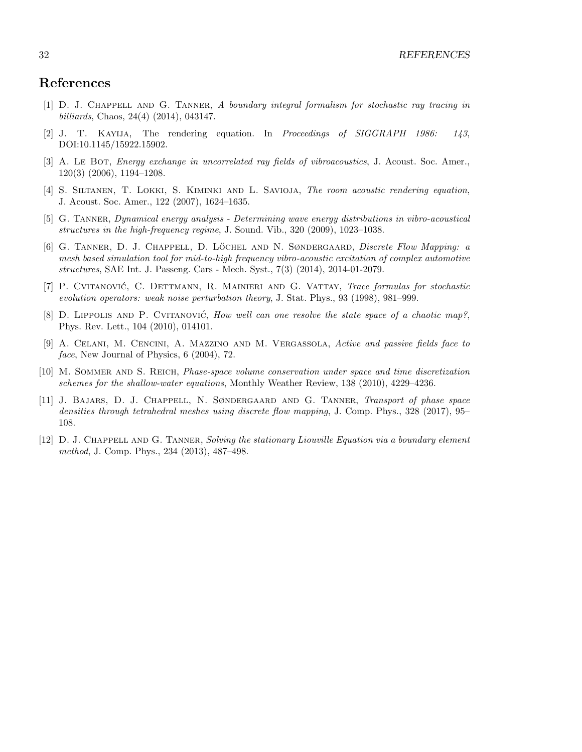# References

[1] D. J. Chappell and G. Tanner, *A boundary integral formalism for stochastic ray tracing in billiards*, Chaos, 24(4) (2014), 043147.

[2] J. T. Kayija, The rendering equation. In *Proceedings of SIGGRAPH 1986: 143*, DOI:10.1145/15922.15902.

[3] A. Le Bot, *Energy exchange in uncorrelated ray fields of vibroacoustics*, J. Acoust. Soc. Amer., 120(3) (2006), 1194–1208.

[4] S. Siltanen, T. Lokki, S. Kiminki and L. Savioja, *The room acoustic rendering equation*, J. Acoust. Soc. Amer., 122 (2007), 1624–1635.

[5] G. Tanner, *Dynamical energy analysis - Determining wave energy distributions in vibro-acoustical structures in the high-frequency regime*, J. Sound. Vib., 320 (2009), 1023–1038.

[6] G. Tanner, D. J. Chappell, D. Löchel and N. Søndergaard, *Discrete Flow Mapping: a mesh based simulation tool for mid-to-high frequency vibro-acoustic excitation of complex automotive structures*, SAE Int. J. Passeng. Cars - Mech. Syst., 7(3) (2014), 2014-01-2079.

[7] P. Cvitanović, C. Dettmann, R. Mainieri and G. Vattay, *Trace formulas for stochastic evolution operators: weak noise perturbation theory*, J. Stat. Phys., 93 (1998), 981–999.

[8] D. Lippolis and P. Cvitanović, *How well can one resolve the state space of a chaotic map?*, Phys. Rev. Lett., 104 (2010), 014101.

[9] A. Celani, M. Cencini, A. Mazzino and M. Vergassola, *Active and passive fields face to face*, New Journal of Physics, 6 (2004), 72.

[10] M. Sommer and S. Reich, *Phase-space volume conservation under space and time discretization schemes for the shallow-water equations*, Monthly Weather Review, 138 (2010), 4229–4236.

[11] J. Bajars, D. J. Chappell, N. Søndergaard and G. Tanner, *Transport of phase space densities through tetrahedral meshes using discrete flow mapping*, J. Comp. Phys., 328 (2017), 95–108.

[12] D. J. Chappell and G. Tanner, *Solving the stationary Liouville Equation via a boundary element method*, J. Comp. Phys., 234 (2013), 487–498.